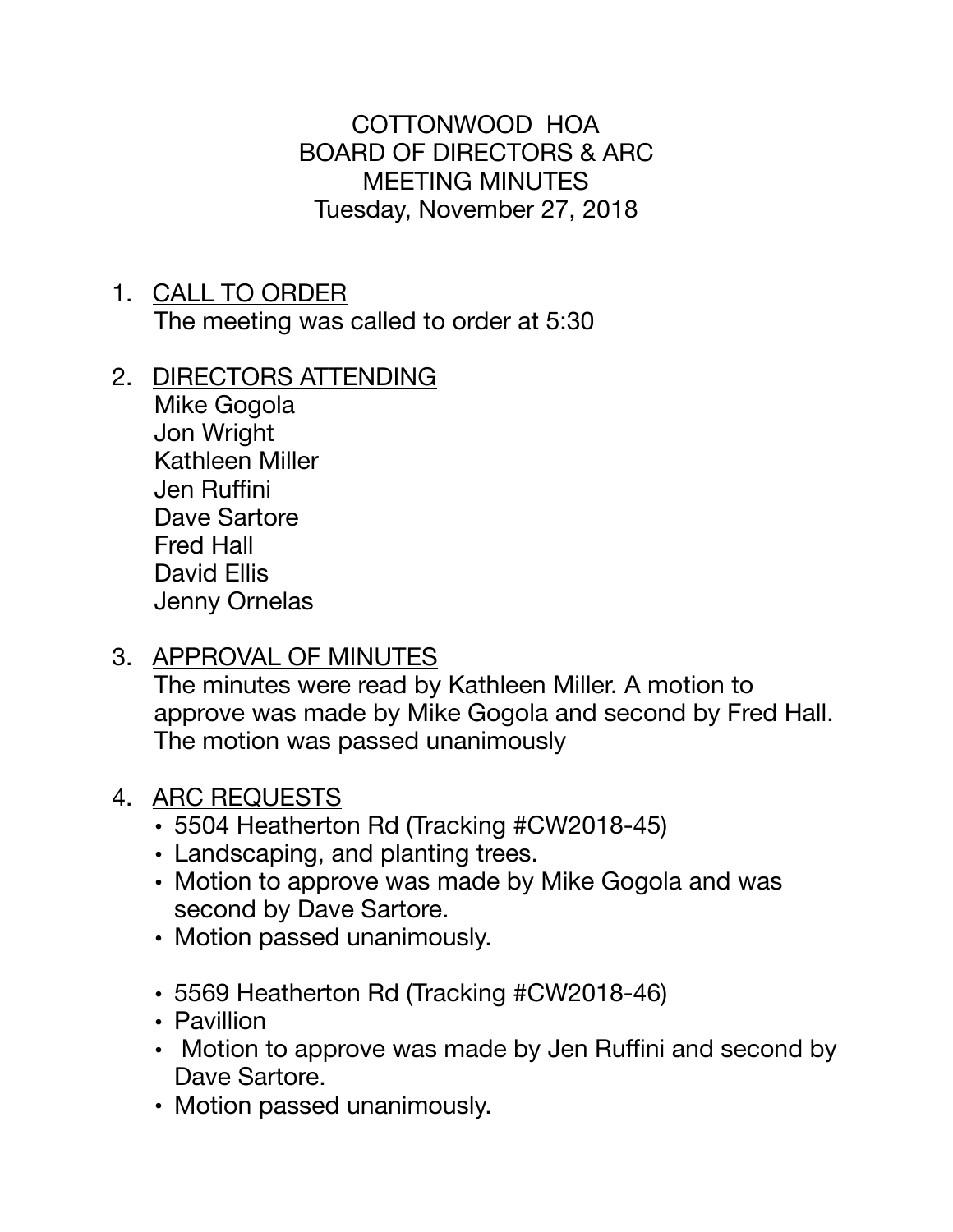# COTTONWOOD HOA
## BOARD OF DIRECTORS & ARC
## MEETING MINUTES
### Tuesday, November 27, 2018

1. <u>CALL TO ORDER</u>
   The meeting was called to order at 5:30

2. <u>DIRECTORS ATTENDING</u>
   Mike Gogola
   Jon Wright
   Kathleen Miller
   Jen Ruffini
   Dave Sartore
   Fred Hall
   David Ellis
   Jenny Ornelas

3. <u>APPROVAL OF MINUTES</u>
   The minutes were read by Kathleen Miller. A motion to approve was made by Mike Gogola and second by Fred Hall. The motion was passed unanimously

4. <u>ARC REQUESTS</u>
   - 5504 Heatherton Rd (Tracking #CW2018-45)
   - Landscaping, and planting trees.
   - Motion to approve was made by Mike Gogola and was second by Dave Sartore.
   - Motion passed unanimously.

   - 5569 Heatherton Rd (Tracking #CW2018-46)
   - Pavillion
   - Motion to approve was made by Jen Ruffini and second by Dave Sartore.
   - Motion passed unanimously.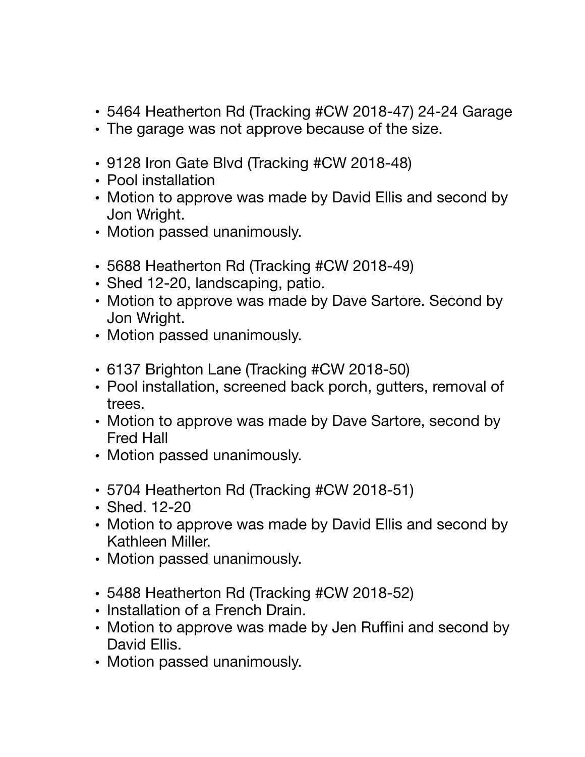- 5464 Heatherton Rd (Tracking #CW 2018-47) 24-24 Garage
- The garage was not approve because of the size.

- 9128 Iron Gate Blvd (Tracking #CW 2018-48)
- Pool installation
- Motion to approve was made by David Ellis and second by Jon Wright.
- Motion passed unanimously.

- 5688 Heatherton Rd (Tracking #CW 2018-49)
- Shed 12-20, landscaping, patio.
- Motion to approve was made by Dave Sartore. Second by Jon Wright.
- Motion passed unanimously.

- 6137 Brighton Lane (Tracking #CW 2018-50)
- Pool installation, screened back porch, gutters, removal of trees.
- Motion to approve was made by Dave Sartore, second by Fred Hall
- Motion passed unanimously.

- 5704 Heatherton Rd (Tracking #CW 2018-51)
- Shed. 12-20
- Motion to approve was made by David Ellis and second by Kathleen Miller.
- Motion passed unanimously.

- 5488 Heatherton Rd (Tracking #CW 2018-52)
- Installation of a French Drain.
- Motion to approve was made by Jen Ruffini and second by David Ellis.
- Motion passed unanimously.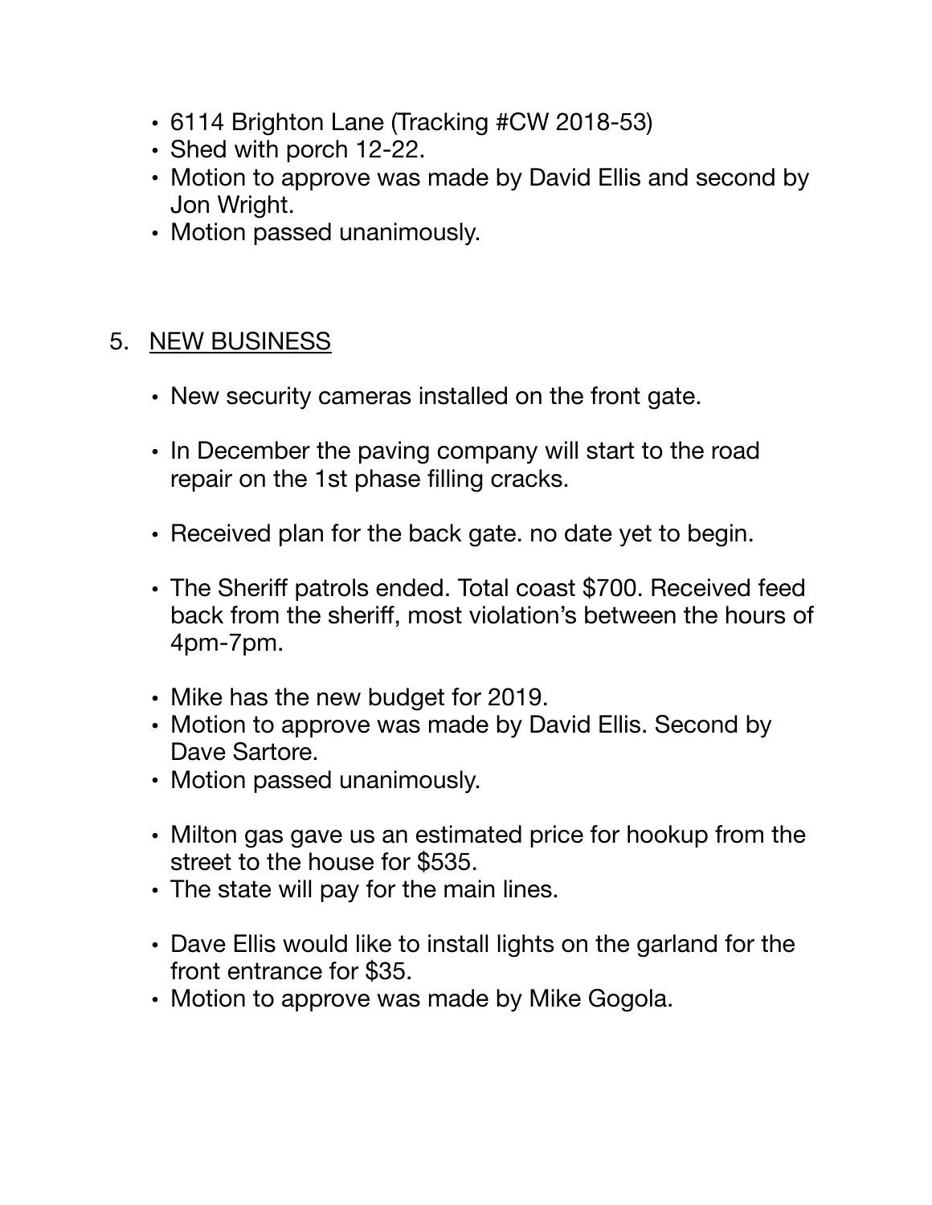- 6114 Brighton Lane (Tracking #CW 2018-53)
- Shed with porch 12-22.
- Motion to approve was made by David Ellis and second by Jon Wright.
- Motion passed unanimously.

5. <u>NEW BUSINESS</u>

- New security cameras installed on the front gate.

- In December the paving company will start to the road repair on the 1st phase filling cracks.

- Received plan for the back gate. no date yet to begin.

- The Sheriff patrols ended. Total coast $700. Received feed back from the sheriff, most violation's between the hours of 4pm-7pm.

- Mike has the new budget for 2019.
- Motion to approve was made by David Ellis. Second by Dave Sartore.
- Motion passed unanimously.

- Milton gas gave us an estimated price for hookup from the street to the house for $535.
- The state will pay for the main lines.

- Dave Ellis would like to install lights on the garland for the front entrance for $35.
- Motion to approve was made by Mike Gogola.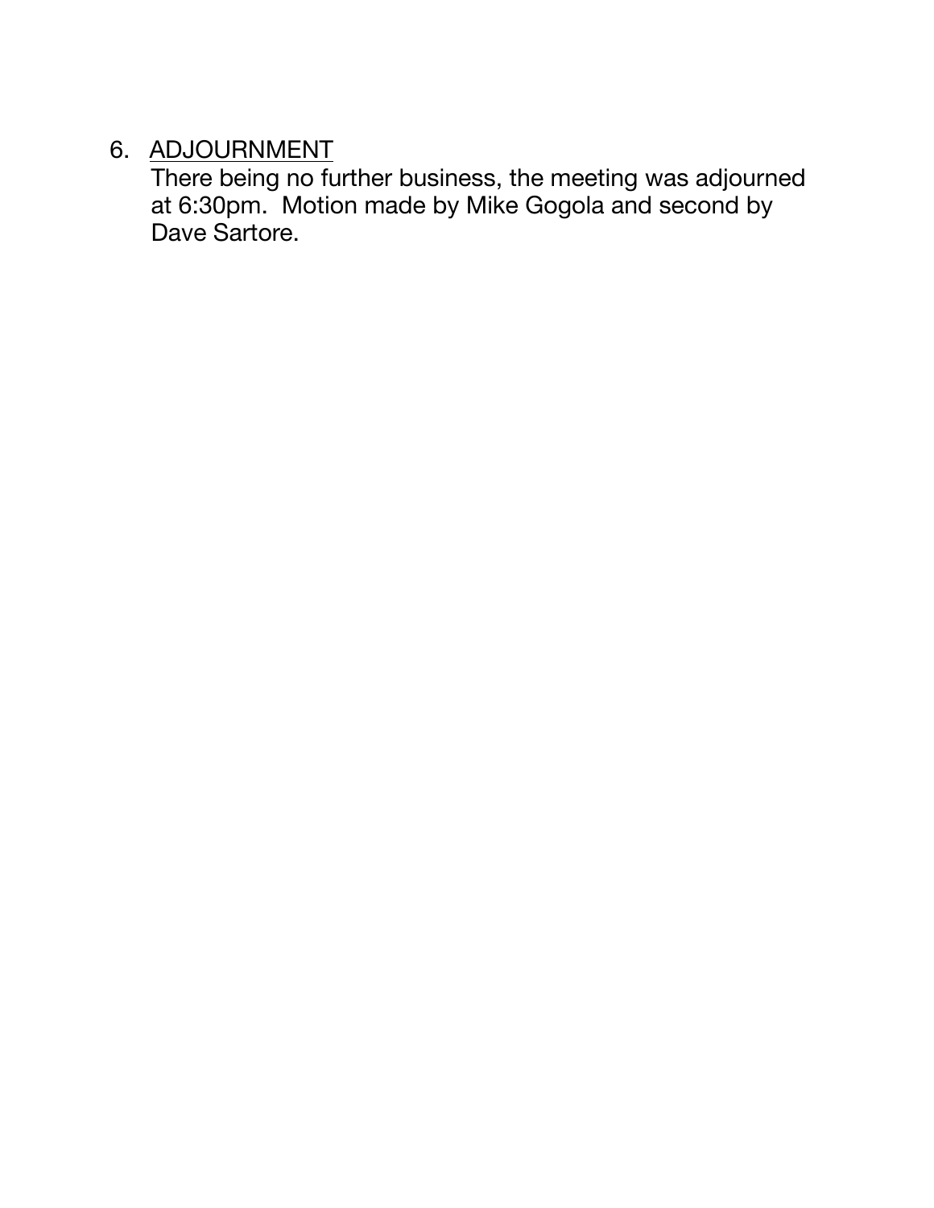6. <u>ADJOURNMENT</u>

There being no further business, the meeting was adjourned at 6:30pm. Motion made by Mike Gogola and second by Dave Sartore.